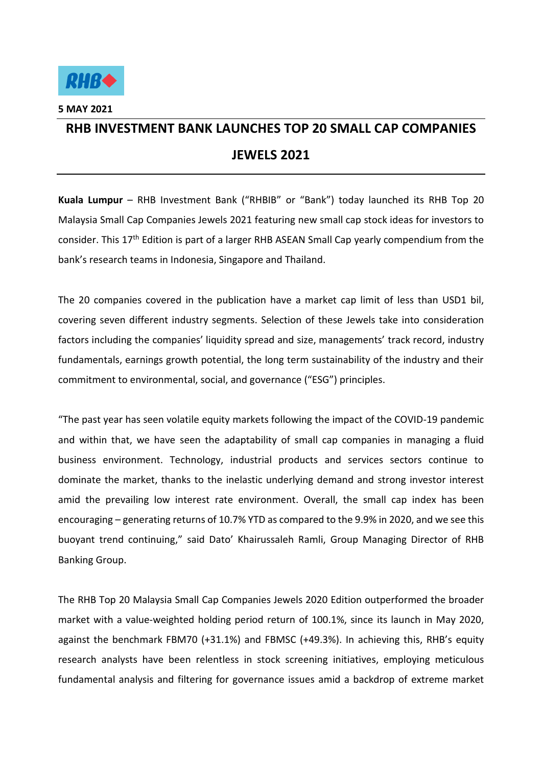**5 MAY 2021**

# RHB INVESTMENT BANK LAUNCHES TOP 20 SMALL CAP COMPANIES JEWELS 2021

**Kuala Lumpur** – RHB Investment Bank ("RHBIB" or "Bank") today launched its RHB Top 20 Malaysia Small Cap Companies Jewels 2021 featuring new small cap stock ideas for investors to consider. This 17th Edition is part of a larger RHB ASEAN Small Cap yearly compendium from the bank's research teams in Indonesia, Singapore and Thailand.

The 20 companies covered in the publication have a market cap limit of less than USD1 bil, covering seven different industry segments. Selection of these Jewels take into consideration factors including the companies' liquidity spread and size, managements' track record, industry fundamentals, earnings growth potential, the long term sustainability of the industry and their commitment to environmental, social, and governance ("ESG") principles.

"The past year has seen volatile equity markets following the impact of the COVID-19 pandemic and within that, we have seen the adaptability of small cap companies in managing a fluid business environment. Technology, industrial products and services sectors continue to dominate the market, thanks to the inelastic underlying demand and strong investor interest amid the prevailing low interest rate environment. Overall, the small cap index has been encouraging – generating returns of 10.7% YTD as compared to the 9.9% in 2020, and we see this buoyant trend continuing," said Dato' Khairussaleh Ramli, Group Managing Director of RHB Banking Group.

The RHB Top 20 Malaysia Small Cap Companies Jewels 2020 Edition outperformed the broader market with a value-weighted holding period return of 100.1%, since its launch in May 2020, against the benchmark FBM70 (+31.1%) and FBMSC (+49.3%). In achieving this, RHB's equity research analysts have been relentless in stock screening initiatives, employing meticulous fundamental analysis and filtering for governance issues amid a backdrop of extreme market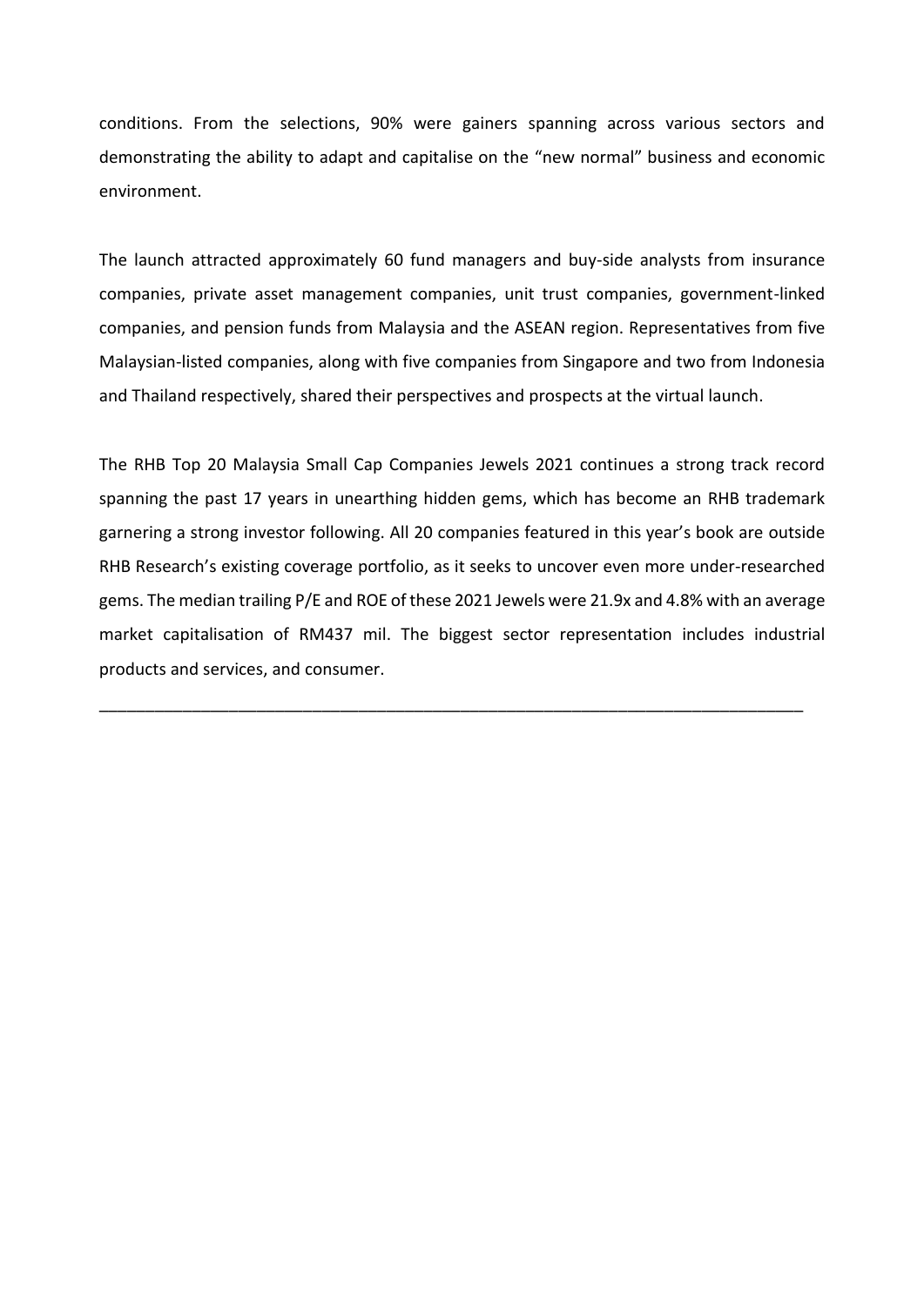conditions. From the selections, 90% were gainers spanning across various sectors and demonstrating the ability to adapt and capitalise on the "new normal" business and economic environment.

The launch attracted approximately 60 fund managers and buy-side analysts from insurance companies, private asset management companies, unit trust companies, government-linked companies, and pension funds from Malaysia and the ASEAN region. Representatives from five Malaysian-listed companies, along with five companies from Singapore and two from Indonesia and Thailand respectively, shared their perspectives and prospects at the virtual launch.

The RHB Top 20 Malaysia Small Cap Companies Jewels 2021 continues a strong track record spanning the past 17 years in unearthing hidden gems, which has become an RHB trademark garnering a strong investor following. All 20 companies featured in this year's book are outside RHB Research's existing coverage portfolio, as it seeks to uncover even more under-researched gems. The median trailing P/E and ROE of these 2021 Jewels were 21.9x and 4.8% with an average market capitalisation of RM437 mil. The biggest sector representation includes industrial products and services, and consumer.

---